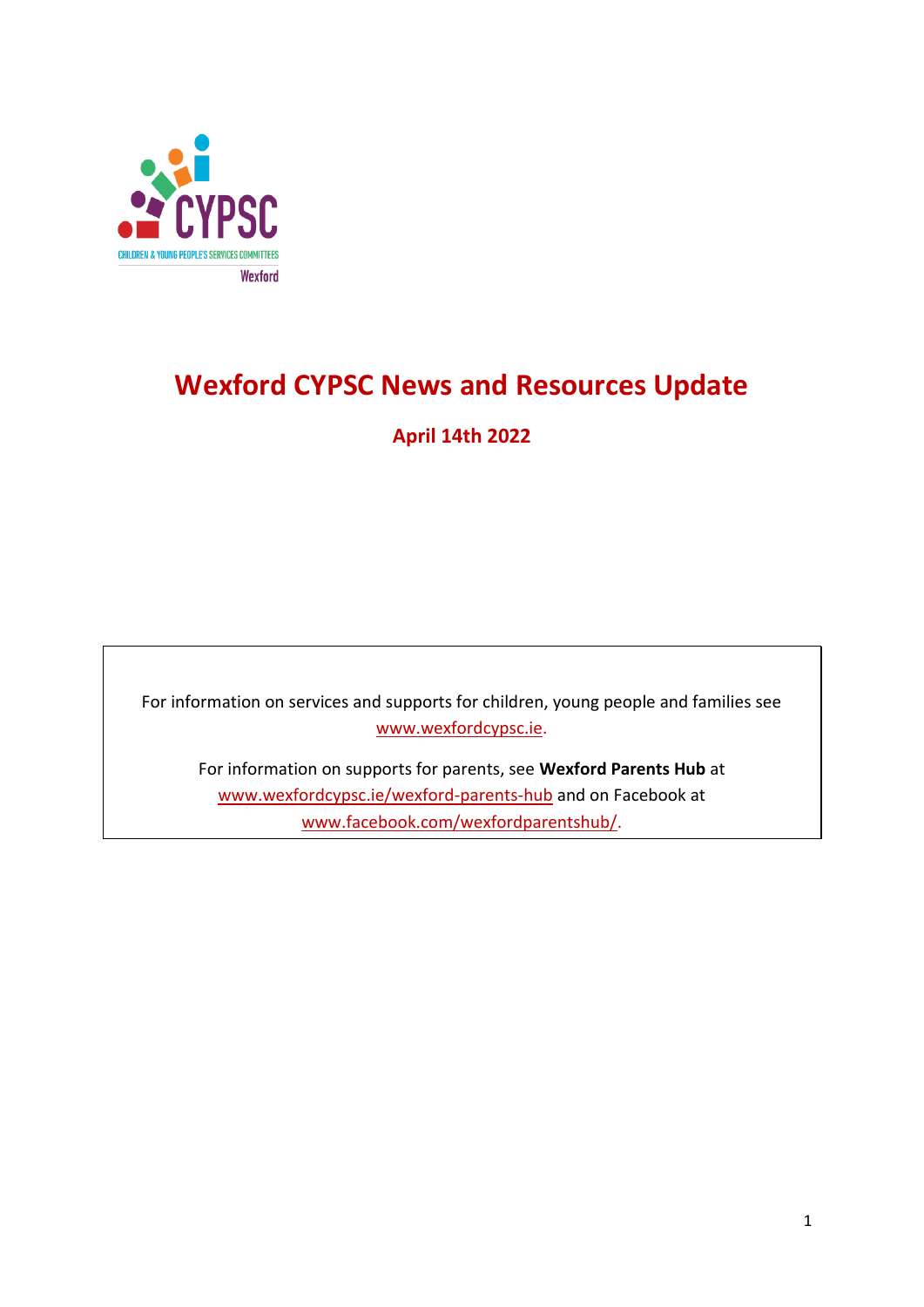# Wexford CYPSC News and Resources Update

**April 14th 2022**

For information on services and supports for children, young people and families see www.wexfordcypsc.ie.

For information on supports for parents, see **Wexford Parents Hub** at www.wexfordcypsc.ie/wexford-parents-hub and on Facebook at www.facebook.com/wexfordparentshub/.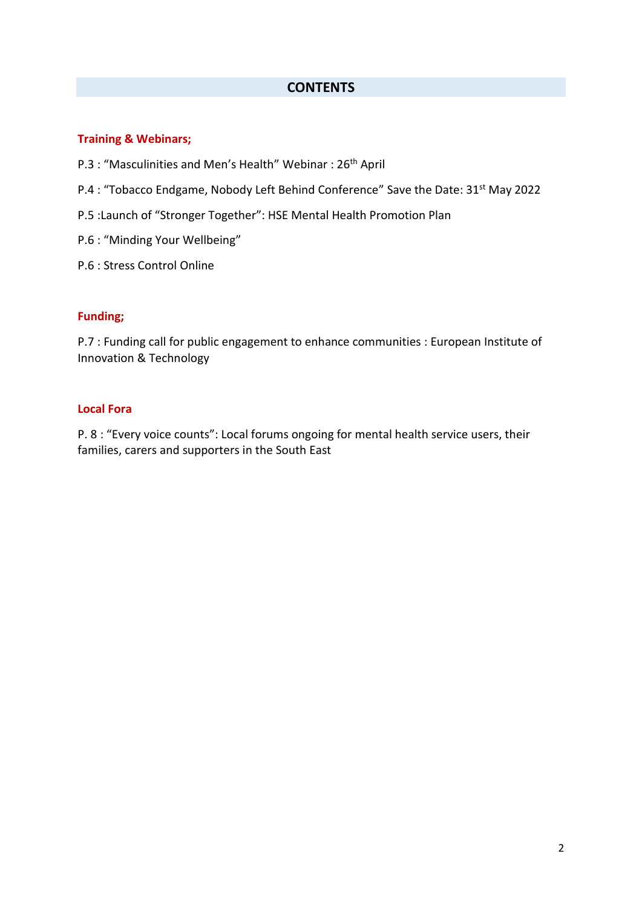# CONTENTS

### Training & Webinars;

P.3 : "Masculinities and Men's Health" Webinar : 26th April

P.4 : "Tobacco Endgame, Nobody Left Behind Conference" Save the Date: 31st May 2022

P.5 :Launch of "Stronger Together": HSE Mental Health Promotion Plan

P.6 : "Minding Your Wellbeing"

P.6 : Stress Control Online

### Funding;

P.7 : Funding call for public engagement to enhance communities : European Institute of Innovation & Technology

### Local Fora

P. 8 : "Every voice counts": Local forums ongoing for mental health service users, their families, carers and supporters in the South East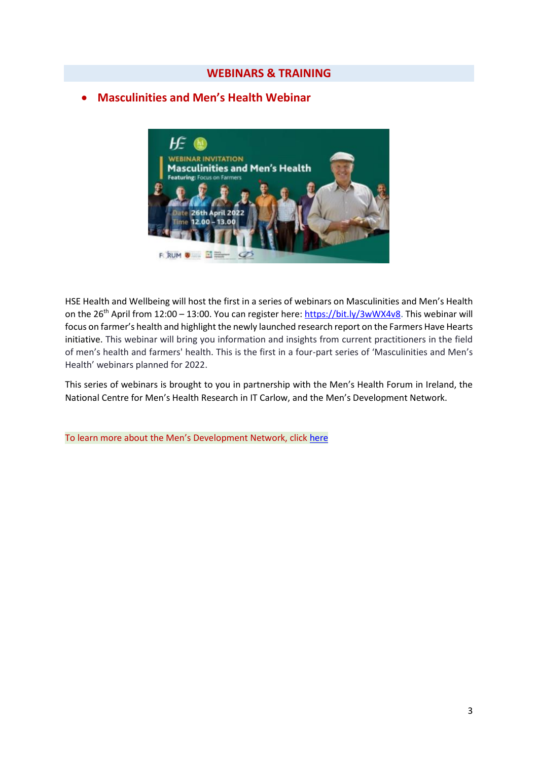## WEBINARS & TRAINING

- **Masculinities and Men's Health Webinar**

HSE Health and Wellbeing will host the first in a series of webinars on Masculinities and Men's Health on the 26th April from 12:00 – 13:00. You can register here: https://bit.ly/3wWX4v8. This webinar will focus on farmer's health and highlight the newly launched research report on the Farmers Have Hearts initiative. This webinar will bring you information and insights from current practitioners in the field of men's health and farmers' health. This is the first in a four-part series of 'Masculinities and Men's Health' webinars planned for 2022.

This series of webinars is brought to you in partnership with the Men's Health Forum in Ireland, the National Centre for Men's Health Research in IT Carlow, and the Men's Development Network.

To learn more about the Men's Development Network, click here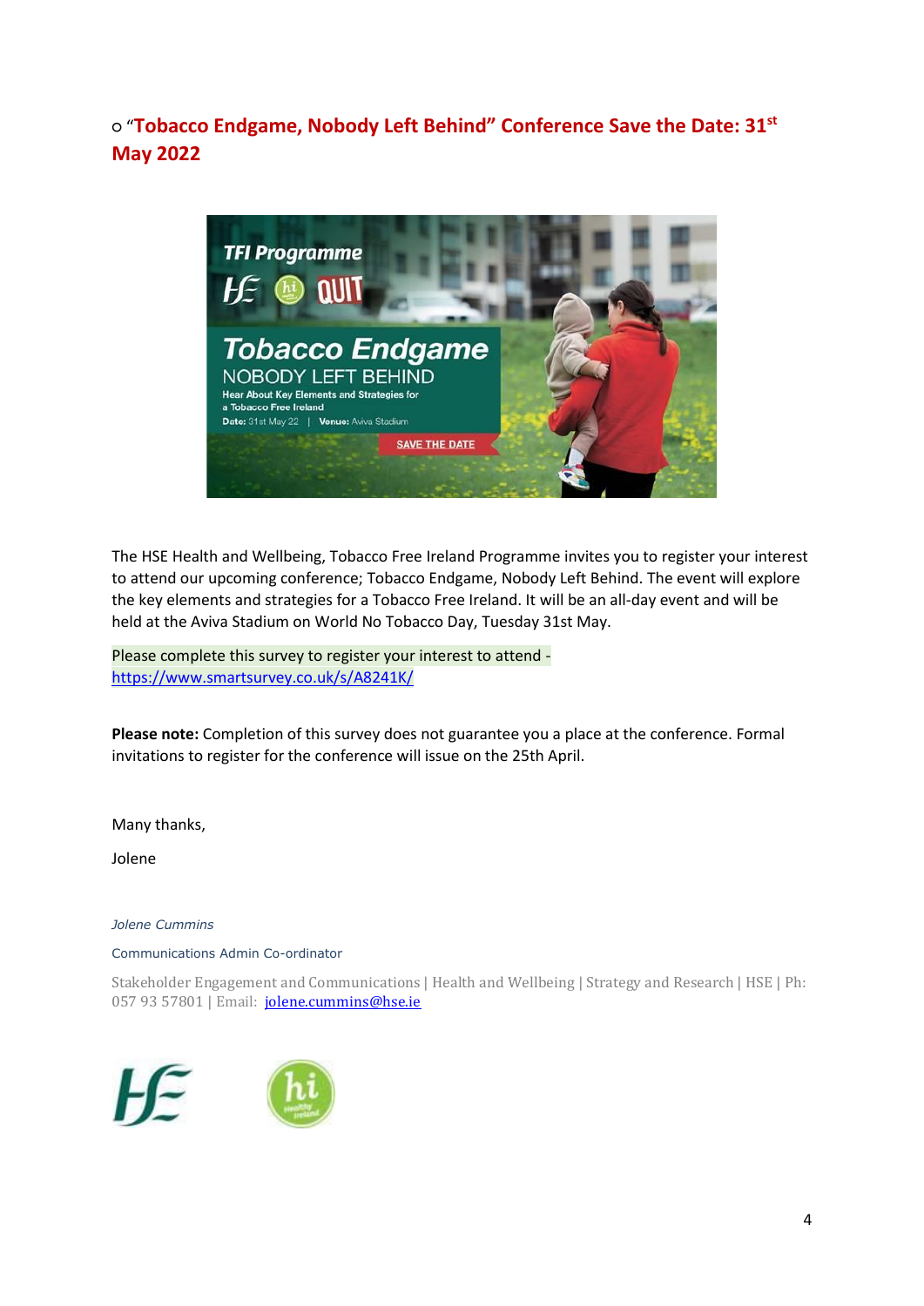○ "**Tobacco Endgame, Nobody Left Behind" Conference Save the Date: 31st May 2022**

The HSE Health and Wellbeing, Tobacco Free Ireland Programme invites you to register your interest to attend our upcoming conference; Tobacco Endgame, Nobody Left Behind. The event will explore the key elements and strategies for a Tobacco Free Ireland. It will be an all-day event and will be held at the Aviva Stadium on World No Tobacco Day, Tuesday 31st May.

Please complete this survey to register your interest to attend - https://www.smartsurvey.co.uk/s/A8241K/

**Please note:** Completion of this survey does not guarantee you a place at the conference. Formal invitations to register for the conference will issue on the 25th April.

Many thanks,

Jolene

*Jolene Cummins*

Communications Admin Co-ordinator

Stakeholder Engagement and Communications | Health and Wellbeing | Strategy and Research | HSE | Ph: 057 93 57801 | Email: jolene.cummins@hse.ie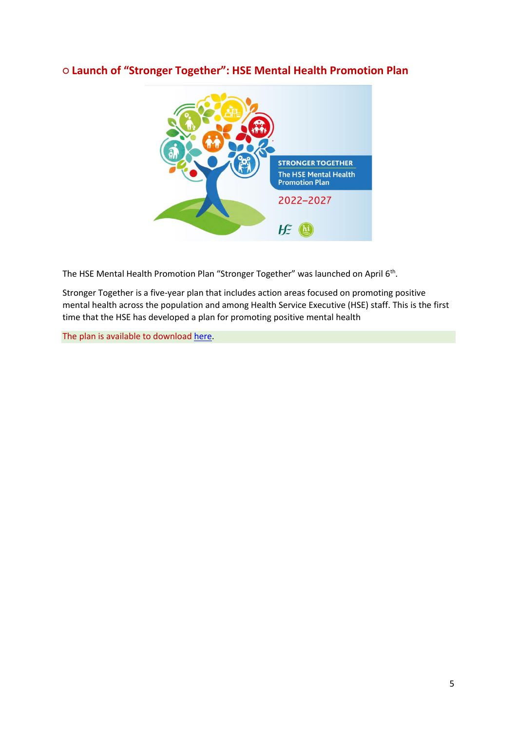## ○ Launch of "Stronger Together": HSE Mental Health Promotion Plan

The HSE Mental Health Promotion Plan "Stronger Together" was launched on April 6th.

Stronger Together is a five-year plan that includes action areas focused on promoting positive mental health across the population and among Health Service Executive (HSE) staff. This is the first time that the HSE has developed a plan for promoting positive mental health

The plan is available to download here.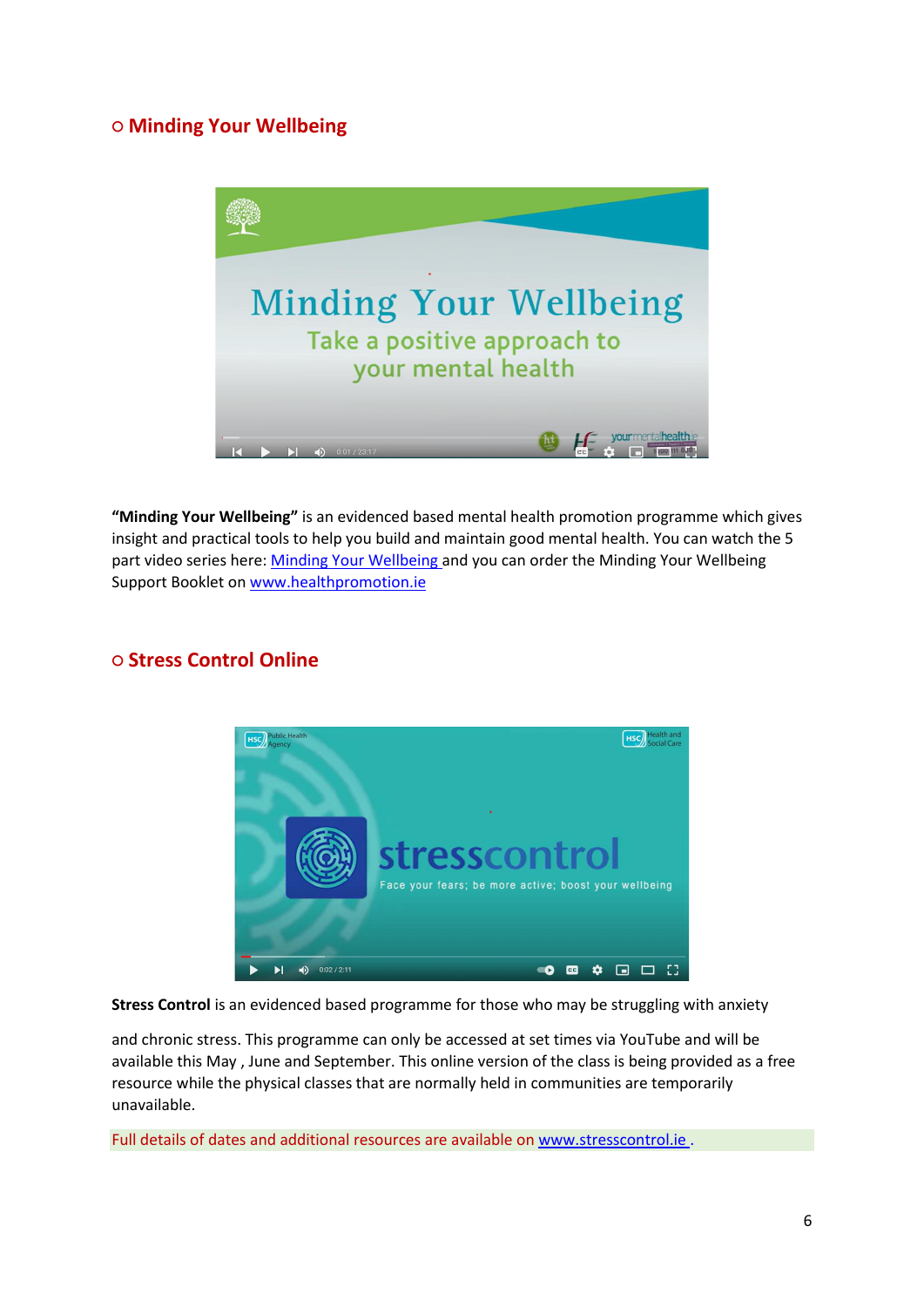## ○ Minding Your Wellbeing

**"Minding Your Wellbeing"** is an evidenced based mental health promotion programme which gives insight and practical tools to help you build and maintain good mental health. You can watch the 5 part video series here: Minding Your Wellbeing and you can order the Minding Your Wellbeing Support Booklet on www.healthpromotion.ie

## ○ Stress Control Online

**Stress Control** is an evidenced based programme for those who may be struggling with anxiety

and chronic stress. This programme can only be accessed at set times via YouTube and will be available this May , June and September. This online version of the class is being provided as a free resource while the physical classes that are normally held in communities are temporarily unavailable.

Full details of dates and additional resources are available on www.stresscontrol.ie .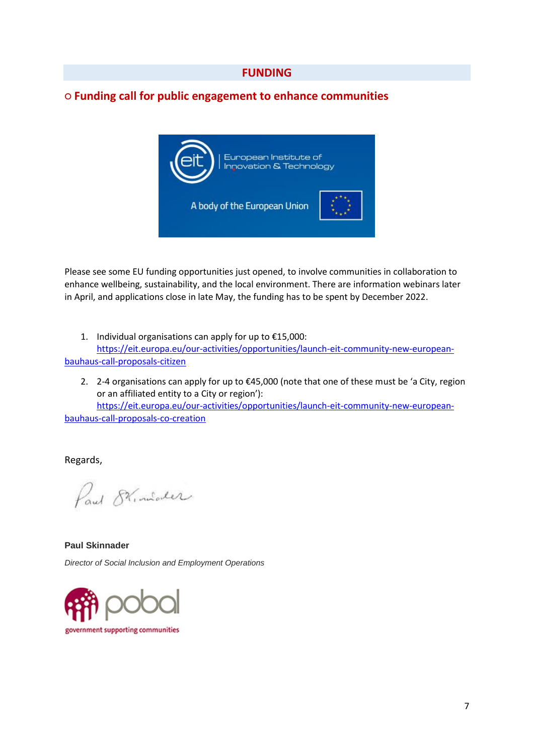## FUNDING

### ○ Funding call for public engagement to enhance communities

Please see some EU funding opportunities just opened, to involve communities in collaboration to enhance wellbeing, sustainability, and the local environment. There are information webinars later in April, and applications close in late May, the funding has to be spent by December 2022.

1. Individual organisations can apply for up to €15,000: https://eit.europa.eu/our-activities/opportunities/launch-eit-community-new-european-bauhaus-call-proposals-citizen
2. 2-4 organisations can apply for up to €45,000 (note that one of these must be 'a City, region or an affiliated entity to a City or region'): https://eit.europa.eu/our-activities/opportunities/launch-eit-community-new-european-bauhaus-call-proposals-co-creation

Regards,

**Paul Skinnader**

*Director of Social Inclusion and Employment Operations*

pobal
government supporting communities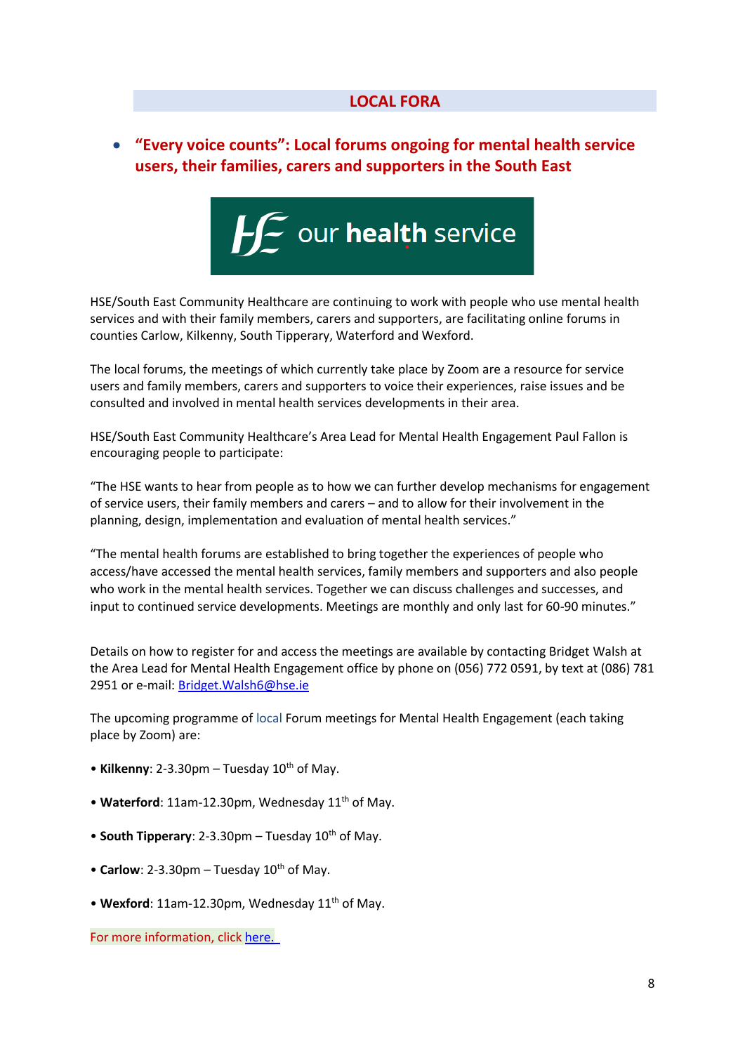## LOCAL FORA

- **"Every voice counts": Local forums ongoing for mental health service users, their families, carers and supporters in the South East**

HSE/South East Community Healthcare are continuing to work with people who use mental health services and with their family members, carers and supporters, are facilitating online forums in counties Carlow, Kilkenny, South Tipperary, Waterford and Wexford.

The local forums, the meetings of which currently take place by Zoom are a resource for service users and family members, carers and supporters to voice their experiences, raise issues and be consulted and involved in mental health services developments in their area.

HSE/South East Community Healthcare's Area Lead for Mental Health Engagement Paul Fallon is encouraging people to participate:

"The HSE wants to hear from people as to how we can further develop mechanisms for engagement of service users, their family members and carers – and to allow for their involvement in the planning, design, implementation and evaluation of mental health services."

"The mental health forums are established to bring together the experiences of people who access/have accessed the mental health services, family members and supporters and also people who work in the mental health services. Together we can discuss challenges and successes, and input to continued service developments. Meetings are monthly and only last for 60-90 minutes."

Details on how to register for and access the meetings are available by contacting Bridget Walsh at the Area Lead for Mental Health Engagement office by phone on (056) 772 0591, by text at (086) 781 2951 or e-mail: Bridget.Walsh6@hse.ie

The upcoming programme of local Forum meetings for Mental Health Engagement (each taking place by Zoom) are:

- **Kilkenny**: 2-3.30pm – Tuesday 10th of May.
- **Waterford**: 11am-12.30pm, Wednesday 11th of May.
- **South Tipperary**: 2-3.30pm – Tuesday 10th of May.
- **Carlow**: 2-3.30pm – Tuesday 10th of May.
- **Wexford**: 11am-12.30pm, Wednesday 11th of May.

For more information, click here.